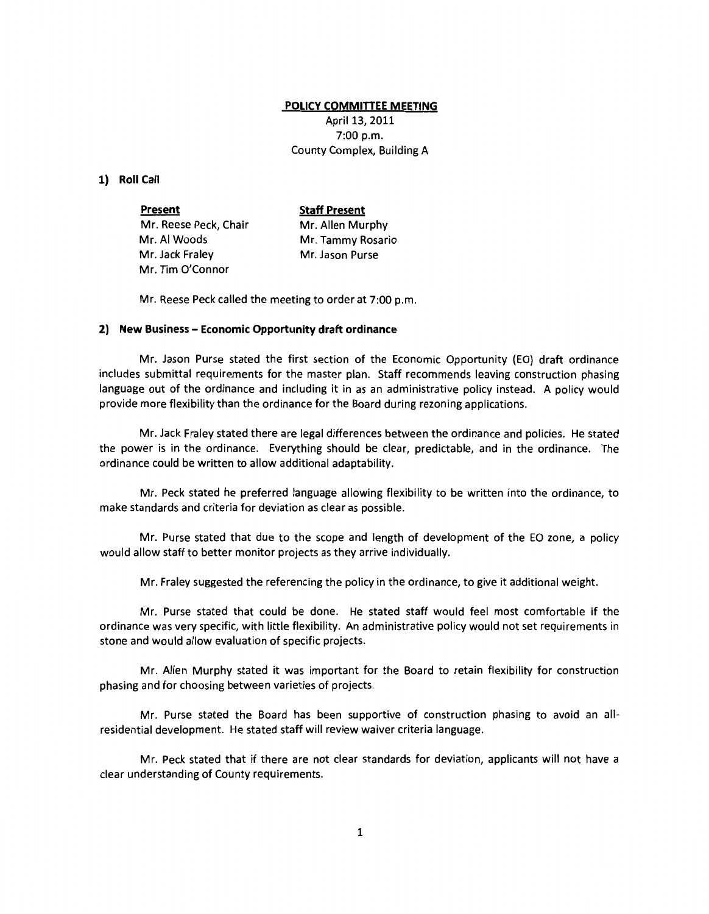# POLICY COMMITTEE MEETING

April 13, 2011
7:00 p.m.
County Complex, Building A

## 1) Roll Call

| **Present** | **Staff Present** |
|---|---|
| Mr. Reese Peck, Chair | Mr. Allen Murphy |
| Mr. Al Woods | Mr. Tammy Rosario |
| Mr. Jack Fraley | Mr. Jason Purse |
| Mr. Tim O'Connor | |

Mr. Reese Peck called the meeting to order at 7:00 p.m.

## 2) New Business – Economic Opportunity draft ordinance

Mr. Jason Purse stated the first section of the Economic Opportunity (EO) draft ordinance includes submittal requirements for the master plan. Staff recommends leaving construction phasing language out of the ordinance and including it in as an administrative policy instead. A policy would provide more flexibility than the ordinance for the Board during rezoning applications.

Mr. Jack Fraley stated there are legal differences between the ordinance and policies. He stated the power is in the ordinance. Everything should be clear, predictable, and in the ordinance. The ordinance could be written to allow additional adaptability.

Mr. Peck stated he preferred language allowing flexibility to be written into the ordinance, to make standards and criteria for deviation as clear as possible.

Mr. Purse stated that due to the scope and length of development of the EO zone, a policy would allow staff to better monitor projects as they arrive individually.

Mr. Fraley suggested the referencing the policy in the ordinance, to give it additional weight.

Mr. Purse stated that could be done. He stated staff would feel most comfortable if the ordinance was very specific, with little flexibility. An administrative policy would not set requirements in stone and would allow evaluation of specific projects.

Mr. Allen Murphy stated it was important for the Board to retain flexibility for construction phasing and for choosing between varieties of projects.

Mr. Purse stated the Board has been supportive of construction phasing to avoid an all-residential development. He stated staff will review waiver criteria language.

Mr. Peck stated that if there are not clear standards for deviation, applicants will not have a clear understanding of County requirements.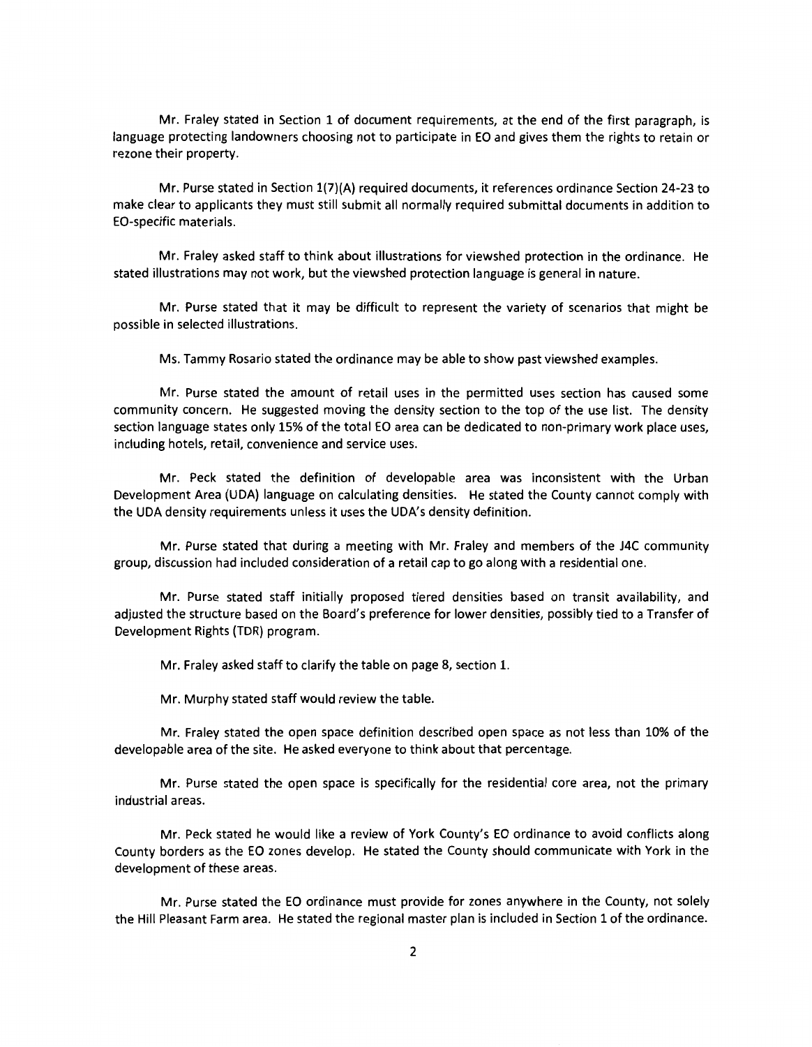Mr. Fraley stated in Section 1 of document requirements, at the end of the first paragraph, is language protecting landowners choosing not to participate in EO and gives them the rights to retain or rezone their property.

Mr. Purse stated in Section 1(7)(A) required documents, it references ordinance Section 24-23 to make clear to applicants they must still submit all normally required submittal documents in addition to EO-specific materials.

Mr. Fraley asked staff to think about illustrations for viewshed protection in the ordinance. He stated illustrations may not work, but the viewshed protection language is general in nature.

Mr. Purse stated that it may be difficult to represent the variety of scenarios that might be possible in selected illustrations.

Ms. Tammy Rosario stated the ordinance may be able to show past viewshed examples.

Mr. Purse stated the amount of retail uses in the permitted uses section has caused some community concern. He suggested moving the density section to the top of the use list. The density section language states only 15% of the total EO area can be dedicated to non-primary work place uses, including hotels, retail, convenience and service uses.

Mr. Peck stated the definition of developable area was inconsistent with the Urban Development Area (UDA) language on calculating densities. He stated the County cannot comply with the UDA density requirements unless it uses the UDA's density definition.

Mr. Purse stated that during a meeting with Mr. Fraley and members of the J4C community group, discussion had included consideration of a retail cap to go along with a residential one.

Mr. Purse stated staff initially proposed tiered densities based on transit availability, and adjusted the structure based on the Board's preference for lower densities, possibly tied to a Transfer of Development Rights (TDR) program.

Mr. Fraley asked staff to clarify the table on page 8, section 1.

Mr. Murphy stated staff would review the table.

Mr. Fraley stated the open space definition described open space as not less than 10% of the developable area of the site. He asked everyone to think about that percentage.

Mr. Purse stated the open space is specifically for the residential core area, not the primary industrial areas.

Mr. Peck stated he would like a review of York County's EO ordinance to avoid conflicts along County borders as the EO zones develop. He stated the County should communicate with York in the development of these areas.

Mr. Purse stated the EO ordinance must provide for zones anywhere in the County, not solely the Hill Pleasant Farm area. He stated the regional master plan is included in Section 1 of the ordinance.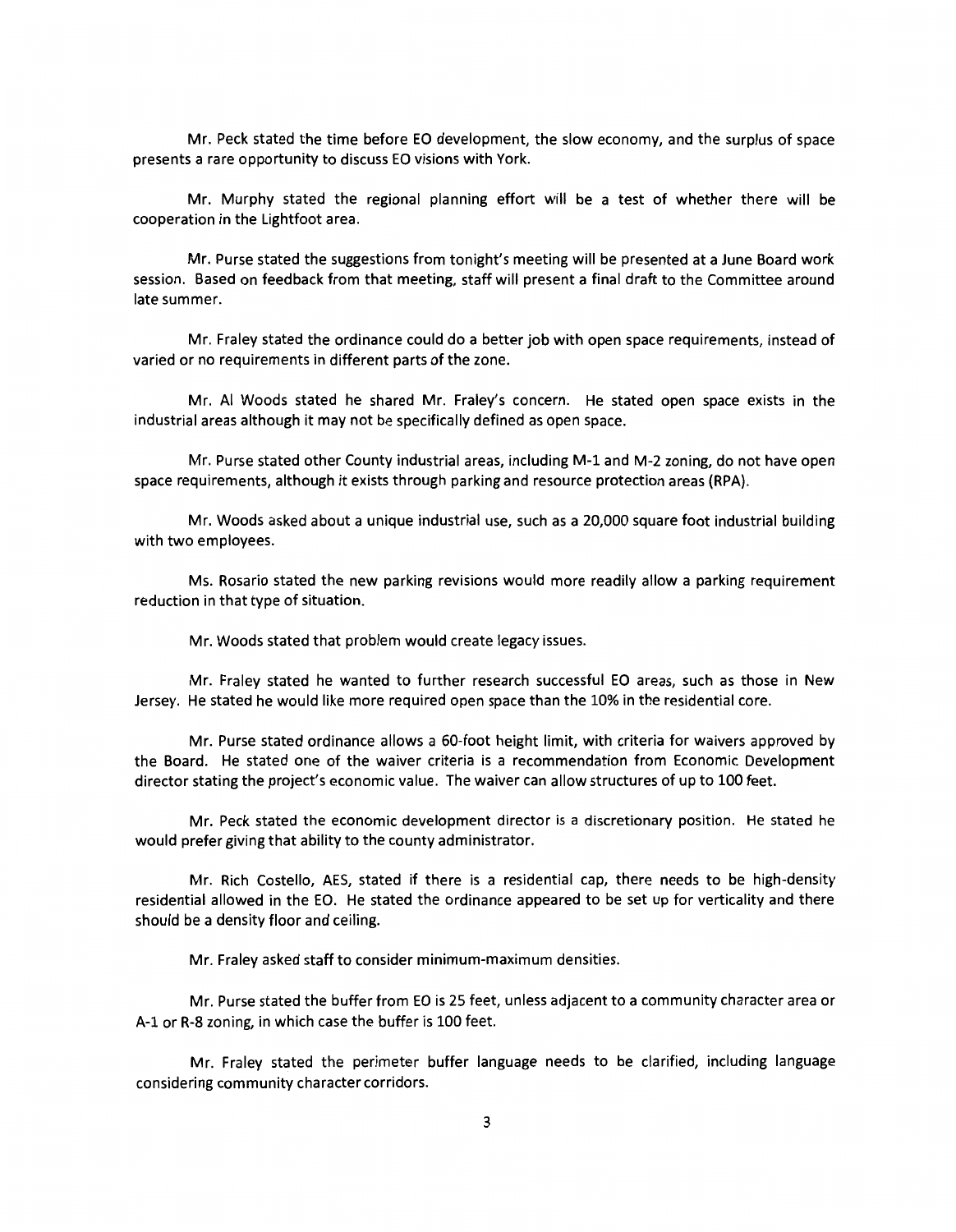Mr. Peck stated the time before EO development, the slow economy, and the surplus of space presents a rare opportunity to discuss EO visions with York.

Mr. Murphy stated the regional planning effort will be a test of whether there will be cooperation in the Lightfoot area.

Mr. Purse stated the suggestions from tonight's meeting will be presented at a June Board work session. Based on feedback from that meeting, staff will present a final draft to the Committee around late summer.

Mr. Fraley stated the ordinance could do a better job with open space requirements, instead of varied or no requirements in different parts of the zone.

Mr. Al Woods stated he shared Mr. Fraley's concern. He stated open space exists in the industrial areas although it may not be specifically defined as open space.

Mr. Purse stated other County industrial areas, including M-1 and M-2 zoning, do not have open space requirements, although it exists through parking and resource protection areas (RPA).

Mr. Woods asked about a unique industrial use, such as a 20,000 square foot industrial building with two employees.

Ms. Rosario stated the new parking revisions would more readily allow a parking requirement reduction in that type of situation.

Mr. Woods stated that problem would create legacy issues.

Mr. Fraley stated he wanted to further research successful EO areas, such as those in New Jersey. He stated he would like more required open space than the 10% in the residential core.

Mr. Purse stated ordinance allows a 60-foot height limit, with criteria for waivers approved by the Board. He stated one of the waiver criteria is a recommendation from Economic Development director stating the project's economic value. The waiver can allow structures of up to 100 feet.

Mr. Peck stated the economic development director is a discretionary position. He stated he would prefer giving that ability to the county administrator.

Mr. Rich Costello, AES, stated if there is a residential cap, there needs to be high-density residential allowed in the EO. He stated the ordinance appeared to be set up for verticality and there should be a density floor and ceiling.

Mr. Fraley asked staff to consider minimum-maximum densities.

Mr. Purse stated the buffer from EO is 25 feet, unless adjacent to a community character area or A-1 or R-8 zoning, in which case the buffer is 100 feet.

Mr. Fraley stated the perimeter buffer language needs to be clarified, including language considering community character corridors.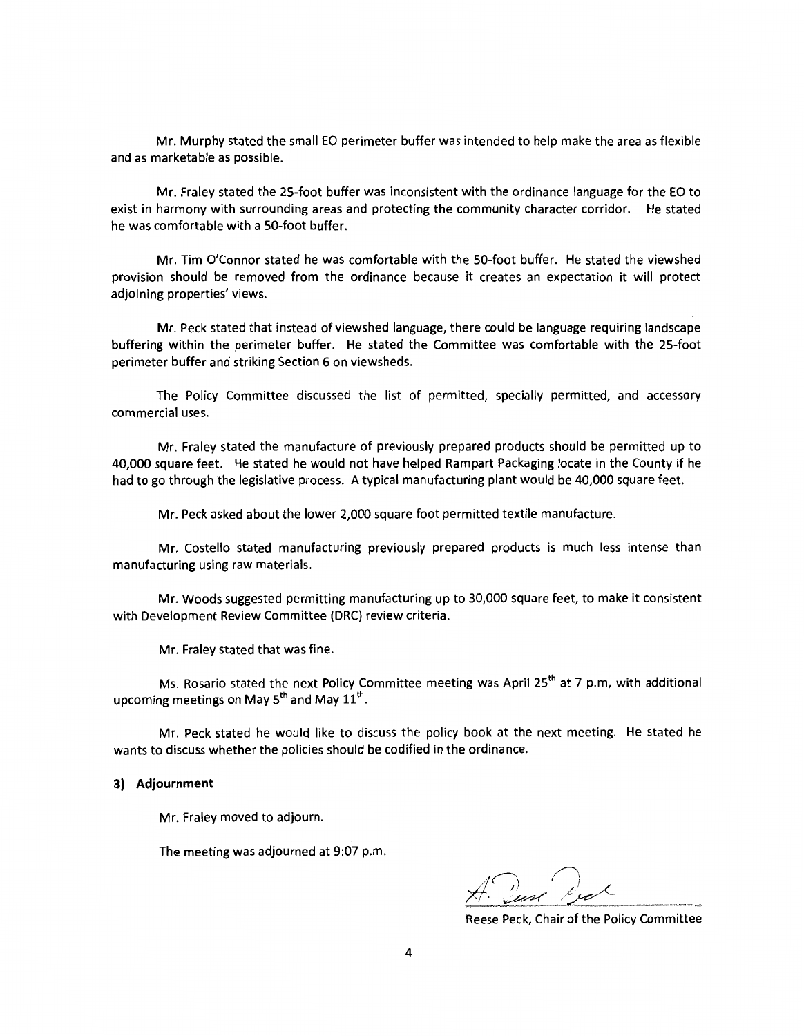Mr. Murphy stated the small EO perimeter buffer was intended to help make the area as flexible and as marketable as possible.

Mr. Fraley stated the 25-foot buffer was inconsistent with the ordinance language for the EO to exist in harmony with surrounding areas and protecting the community character corridor. He stated he was comfortable with a 50-foot buffer.

Mr. Tim O'Connor stated he was comfortable with the 50-foot buffer. He stated the viewshed provision should be removed from the ordinance because it creates an expectation it will protect adjoining properties' views.

Mr. Peck stated that instead of viewshed language, there could be language requiring landscape buffering within the perimeter buffer. He stated the Committee was comfortable with the 25-foot perimeter buffer and striking Section 6 on viewsheds.

The Policy Committee discussed the list of permitted, specially permitted, and accessory commercial uses.

Mr. Fraley stated the manufacture of previously prepared products should be permitted up to 40,000 square feet. He stated he would not have helped Rampart Packaging locate in the County if he had to go through the legislative process. A typical manufacturing plant would be 40,000 square feet.

Mr. Peck asked about the lower 2,000 square foot permitted textile manufacture.

Mr. Costello stated manufacturing previously prepared products is much less intense than manufacturing using raw materials.

Mr. Woods suggested permitting manufacturing up to 30,000 square feet, to make it consistent with Development Review Committee (DRC) review criteria.

Mr. Fraley stated that was fine.

Ms. Rosario stated the next Policy Committee meeting was April 25th at 7 p.m, with additional upcoming meetings on May 5th and May 11th.

Mr. Peck stated he would like to discuss the policy book at the next meeting. He stated he wants to discuss whether the policies should be codified in the ordinance.

### 3) Adjournment

Mr. Fraley moved to adjourn.

The meeting was adjourned at 9:07 p.m.

Reese Peck, Chair of the Policy Committee